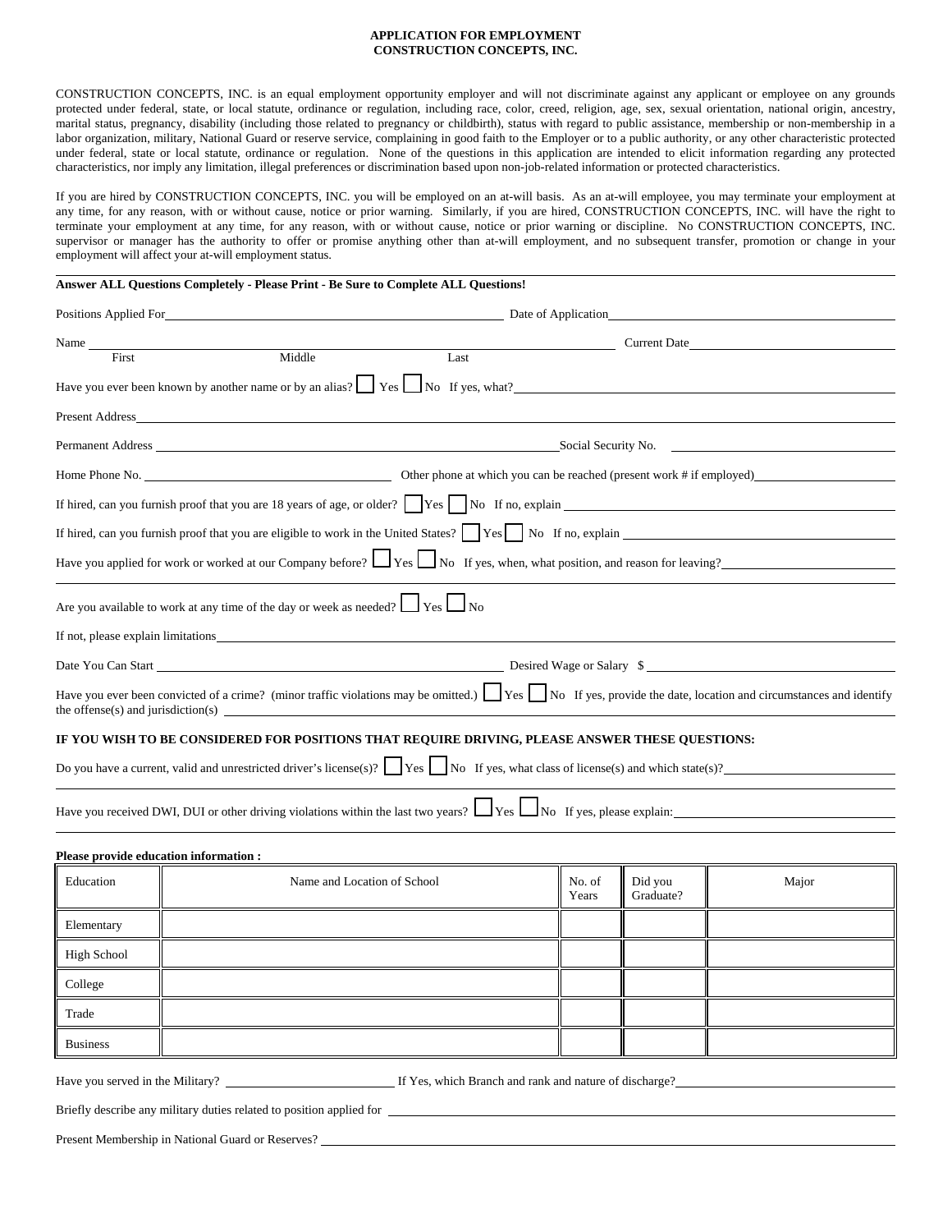# APPLICATION FOR EMPLOYMENT
## CONSTRUCTION CONCEPTS, INC.

CONSTRUCTION CONCEPTS, INC. is an equal employment opportunity employer and will not discriminate against any applicant or employee on any grounds protected under federal, state, or local statute, ordinance or regulation, including race, color, creed, religion, age, sex, sexual orientation, national origin, ancestry, marital status, pregnancy, disability (including those related to pregnancy or childbirth), status with regard to public assistance, membership or non-membership in a labor organization, military, National Guard or reserve service, complaining in good faith to the Employer or to a public authority, or any other characteristic protected under federal, state or local statute, ordinance or regulation. None of the questions in this application are intended to elicit information regarding any protected characteristics, nor imply any limitation, illegal preferences or discrimination based upon non-job-related information or protected characteristics.

If you are hired by CONSTRUCTION CONCEPTS, INC. you will be employed on an at-will basis. As an at-will employee, you may terminate your employment at any time, for any reason, with or without cause, notice or prior warning. Similarly, if you are hired, CONSTRUCTION CONCEPTS, INC. will have the right to terminate your employment at any time, for any reason, with or without cause, notice or prior warning or discipline. No CONSTRUCTION CONCEPTS, INC. supervisor or manager has the authority to offer or promise anything other than at-will employment, and no subsequent transfer, promotion or change in your employment will affect your at-will employment status.

**Answer ALL Questions Completely - Please Print - Be Sure to Complete ALL Questions!**

Positions Applied For \_\_\_\_\_\_\_\_\_\_\_\_\_\_\_\_\_\_\_\_ Date of Application \_\_\_\_\_\_\_\_\_\_\_\_\_\_\_\_\_\_\_\_

Name \_\_\_\_\_\_\_\_\_\_\_\_\_\_\_\_\_\_\_\_ Current Date \_\_\_\_\_\_\_\_\_\_\_\_\_\_\_\_\_\_\_\_

First Middle Last

Have you ever been known by another name or by an alias? ☐ Yes ☐ No If yes, what? \_\_\_\_\_\_\_\_\_\_\_\_\_\_\_\_\_\_\_\_

Present Address \_\_\_\_\_\_\_\_\_\_\_\_\_\_\_\_\_\_\_\_

Permanent Address \_\_\_\_\_\_\_\_\_\_\_\_\_\_\_\_\_\_\_\_ Social Security No. \_\_\_\_\_\_\_\_\_\_\_\_\_\_\_\_\_\_\_\_

Home Phone No. \_\_\_\_\_\_\_\_\_\_\_\_\_\_\_\_\_\_\_\_ Other phone at which you can be reached (present work # if employed) \_\_\_\_\_\_\_\_\_\_\_\_\_\_\_\_\_\_\_\_

If hired, can you furnish proof that you are 18 years of age, or older? ☐ Yes ☐ No If no, explain \_\_\_\_\_\_\_\_\_\_\_\_\_\_\_\_\_\_\_\_

If hired, can you furnish proof that you are eligible to work in the United States? ☐ Yes ☐ No If no, explain \_\_\_\_\_\_\_\_\_\_\_\_\_\_\_\_\_\_\_\_

Have you applied for work or worked at our Company before? ☐ Yes ☐ No If yes, when, what position, and reason for leaving? \_\_\_\_\_\_\_\_\_\_\_\_\_\_\_\_\_\_\_\_

Are you available to work at any time of the day or week as needed? ☐ Yes ☐ No

If not, please explain limitations \_\_\_\_\_\_\_\_\_\_\_\_\_\_\_\_\_\_\_\_

Date You Can Start \_\_\_\_\_\_\_\_\_\_\_\_\_\_\_\_\_\_\_\_ Desired Wage or Salary $ \_\_\_\_\_\_\_\_\_\_\_\_\_\_\_\_\_\_\_\_

Have you ever been convicted of a crime? (minor traffic violations may be omitted.) ☐ Yes ☐ No If yes, provide the date, location and circumstances and identify the offense(s) and jurisdiction(s) \_\_\_\_\_\_\_\_\_\_\_\_\_\_\_\_\_\_\_\_

**IF YOU WISH TO BE CONSIDERED FOR POSITIONS THAT REQUIRE DRIVING, PLEASE ANSWER THESE QUESTIONS:**

Do you have a current, valid and unrestricted driver's license(s)? ☐ Yes ☐ No If yes, what class of license(s) and which state(s)? \_\_\_\_\_\_\_\_\_\_\_\_\_\_\_\_\_\_\_\_

Have you received DWI, DUI or other driving violations within the last two years? ☐ Yes ☐ No If yes, please explain: \_\_\_\_\_\_\_\_\_\_\_\_\_\_\_\_\_\_\_\_

**Please provide education information :**

| Education | Name and Location of School | No. of Years | Did you Graduate? | Major |
|---|---|---|---|---|
| Elementary | | | | |
| High School | | | | |
| College | | | | |
| Trade | | | | |
| Business | | | | |

Have you served in the Military? \_\_\_\_\_\_\_\_\_\_\_\_\_\_\_\_\_\_\_\_ If Yes, which Branch and rank and nature of discharge? \_\_\_\_\_\_\_\_\_\_\_\_\_\_\_\_\_\_\_\_

Briefly describe any military duties related to position applied for \_\_\_\_\_\_\_\_\_\_\_\_\_\_\_\_\_\_\_\_

Present Membership in National Guard or Reserves? \_\_\_\_\_\_\_\_\_\_\_\_\_\_\_\_\_\_\_\_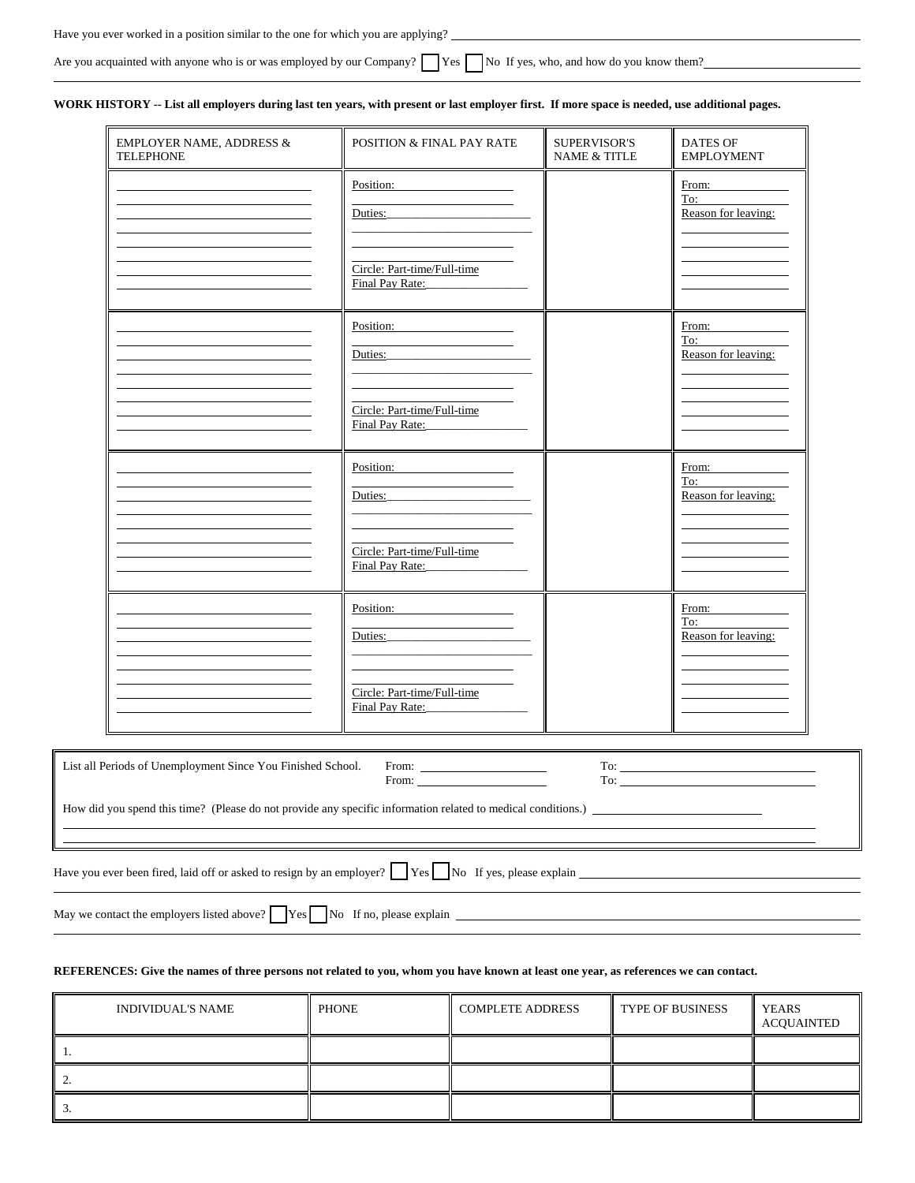Have you ever worked in a position similar to the one for which you are applying? ____________________

Are you acquainted with anyone who is or was employed by our Company? ☐ Yes ☐ No If yes, who, and how do you know them? ____________________

**WORK HISTORY -- List all employers during last ten years, with present or last employer first. If more space is needed, use additional pages.**

| EMPLOYER NAME, ADDRESS & TELEPHONE | POSITION & FINAL PAY RATE | SUPERVISOR'S NAME & TITLE | DATES OF EMPLOYMENT |
|---|---|---|---|
| | Position: <br> Duties: <br> Circle: Part-time/Full-time <br> Final Pay Rate: | | From: <br> To: <br> Reason for leaving: |
| | Position: <br> Duties: <br> Circle: Part-time/Full-time <br> Final Pay Rate: | | From: <br> To: <br> Reason for leaving: |
| | Position: <br> Duties: <br> Circle: Part-time/Full-time <br> Final Pay Rate: | | From: <br> To: <br> Reason for leaving: |
| | Position: <br> Duties: <br> Circle: Part-time/Full-time <br> Final Pay Rate: | | From: <br> To: <br> Reason for leaving: |

List all Periods of Unemployment Since You Finished School. From: __________ To: __________
From: __________ To: __________

How did you spend this time? (Please do not provide any specific information related to medical conditions.) ____________________

Have you ever been fired, laid off or asked to resign by an employer? ☐ Yes ☐ No If yes, please explain ____________________

May we contact the employers listed above? ☐ Yes ☐ No If no, please explain ____________________

**REFERENCES: Give the names of three persons not related to you, whom you have known at least one year, as references we can contact.**

| INDIVIDUAL'S NAME | PHONE | COMPLETE ADDRESS | TYPE OF BUSINESS | YEARS ACQUAINTED |
|---|---|---|---|---|
| 1. | | | | |
| 2. | | | | |
| 3. | | | | |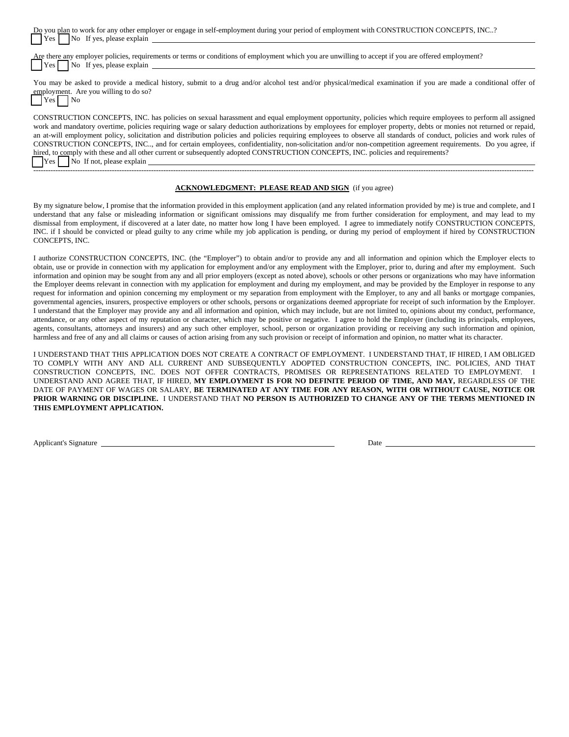Do you plan to work for any other employer or engage in self-employment during your period of employment with CONSTRUCTION CONCEPTS, INC..?
☐ Yes ☐ No If yes, please explain \_\_\_\_\_\_\_\_\_\_\_\_\_\_\_\_\_\_\_\_\_\_\_\_\_\_\_\_\_\_\_\_\_\_\_\_\_\_\_\_

Are there any employer policies, requirements or terms or conditions of employment which you are unwilling to accept if you are offered employment?
☐ Yes ☐ No If yes, please explain \_\_\_\_\_\_\_\_\_\_\_\_\_\_\_\_\_\_\_\_\_\_\_\_\_\_\_\_\_\_\_\_\_\_\_\_\_\_\_\_

You may be asked to provide a medical history, submit to a drug and/or alcohol test and/or physical/medical examination if you are made a conditional offer of employment. Are you willing to do so?
☐ Yes ☐ No

CONSTRUCTION CONCEPTS, INC. has policies on sexual harassment and equal employment opportunity, policies which require employees to perform all assigned work and mandatory overtime, policies requiring wage or salary deduction authorizations by employees for employer property, debts or monies not returned or repaid, an at-will employment policy, solicitation and distribution policies and policies requiring employees to observe all standards of conduct, policies and work rules of CONSTRUCTION CONCEPTS, INC.., and for certain employees, confidentiality, non-solicitation and/or non-competition agreement requirements. Do you agree, if hired, to comply with these and all other current or subsequently adopted CONSTRUCTION CONCEPTS, INC. policies and requirements?
☐ Yes ☐ No If not, please explain \_\_\_\_\_\_\_\_\_\_\_\_\_\_\_\_\_\_\_\_\_\_\_\_\_\_\_\_\_\_\_\_\_\_\_\_\_\_\_\_

---

**ACKNOWLEDGMENT: PLEASE READ AND SIGN** (if you agree)

By my signature below, I promise that the information provided in this employment application (and any related information provided by me) is true and complete, and I understand that any false or misleading information or significant omissions may disqualify me from further consideration for employment, and may lead to my dismissal from employment, if discovered at a later date, no matter how long I have been employed. I agree to immediately notify CONSTRUCTION CONCEPTS, INC. if I should be convicted or plead guilty to any crime while my job application is pending, or during my period of employment if hired by CONSTRUCTION CONCEPTS, INC.

I authorize CONSTRUCTION CONCEPTS, INC. (the "Employer") to obtain and/or to provide any and all information and opinion which the Employer elects to obtain, use or provide in connection with my application for employment and/or any employment with the Employer, prior to, during and after my employment. Such information and opinion may be sought from any and all prior employers (except as noted above), schools or other persons or organizations who may have information the Employer deems relevant in connection with my application for employment and during my employment, and may be provided by the Employer in response to any request for information and opinion concerning my employment or my separation from employment with the Employer, to any and all banks or mortgage companies, governmental agencies, insurers, prospective employers or other schools, persons or organizations deemed appropriate for receipt of such information by the Employer. I understand that the Employer may provide any and all information and opinion, which may include, but are not limited to, opinions about my conduct, performance, attendance, or any other aspect of my reputation or character, which may be positive or negative. I agree to hold the Employer (including its principals, employees, agents, consultants, attorneys and insurers) and any such other employer, school, person or organization providing or receiving any such information and opinion, harmless and free of any and all claims or causes of action arising from any such provision or receipt of information and opinion, no matter what its character.

I UNDERSTAND THAT THIS APPLICATION DOES NOT CREATE A CONTRACT OF EMPLOYMENT. I UNDERSTAND THAT, IF HIRED, I AM OBLIGED TO COMPLY WITH ANY AND ALL CURRENT AND SUBSEQUENTLY ADOPTED CONSTRUCTION CONCEPTS, INC. POLICIES, AND THAT CONSTRUCTION CONCEPTS, INC. DOES NOT OFFER CONTRACTS, PROMISES OR REPRESENTATIONS RELATED TO EMPLOYMENT. I UNDERSTAND AND AGREE THAT, IF HIRED, **MY EMPLOYMENT IS FOR NO DEFINITE PERIOD OF TIME, AND MAY,** REGARDLESS OF THE DATE OF PAYMENT OF WAGES OR SALARY, **BE TERMINATED AT ANY TIME FOR ANY REASON, WITH OR WITHOUT CAUSE, NOTICE OR PRIOR WARNING OR DISCIPLINE.** I UNDERSTAND THAT **NO PERSON IS AUTHORIZED TO CHANGE ANY OF THE TERMS MENTIONED IN THIS EMPLOYMENT APPLICATION.**

Applicant's Signature \_\_\_\_\_\_\_\_\_\_\_\_\_\_\_\_\_\_\_\_\_\_\_\_\_\_\_\_\_\_\_\_\_\_\_\_ Date \_\_\_\_\_\_\_\_\_\_\_\_\_\_\_\_\_\_\_\_\_\_